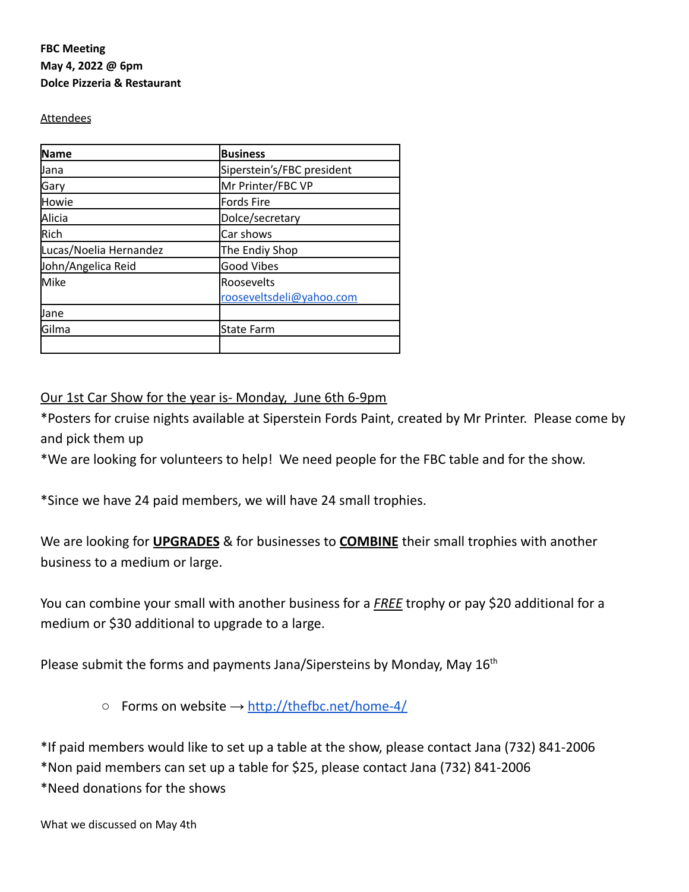**FBC Meeting**
**May 4, 2022 @ 6pm**
**Dolce Pizzeria & Restaurant**

Attendees

| Name | Business |
| --- | --- |
| Jana | Siperstein's/FBC president |
| Gary | Mr Printer/FBC VP |
| Howie | Fords Fire |
| Alicia | Dolce/secretary |
| Rich | Car shows |
| Lucas/Noelia Hernandez | The Endiy Shop |
| John/Angelica Reid | Good Vibes |
| Mike | Roosevelts rooseveltsdeli@yahoo.com |
| Jane | |
| Gilma | State Farm |
| | |

Our 1st Car Show for the year is- Monday, June 6th 6-9pm

*Posters for cruise nights available at Siperstein Fords Paint, created by Mr Printer. Please come by and pick them up

*We are looking for volunteers to help! We need people for the FBC table and for the show.

*Since we have 24 paid members, we will have 24 small trophies.

We are looking for **UPGRADES** & for businesses to **COMBINE** their small trophies with another business to a medium or large.

You can combine your small with another business for a ***FREE*** trophy or pay $20 additional for a medium or $30 additional to upgrade to a large.

Please submit the forms and payments Jana/Sipersteins by Monday, May 16th

- Forms on website → http://thefbc.net/home-4/

*If paid members would like to set up a table at the show, please contact Jana (732) 841-2006
*Non paid members can set up a table for $25, please contact Jana (732) 841-2006
*Need donations for the shows

What we discussed on May 4th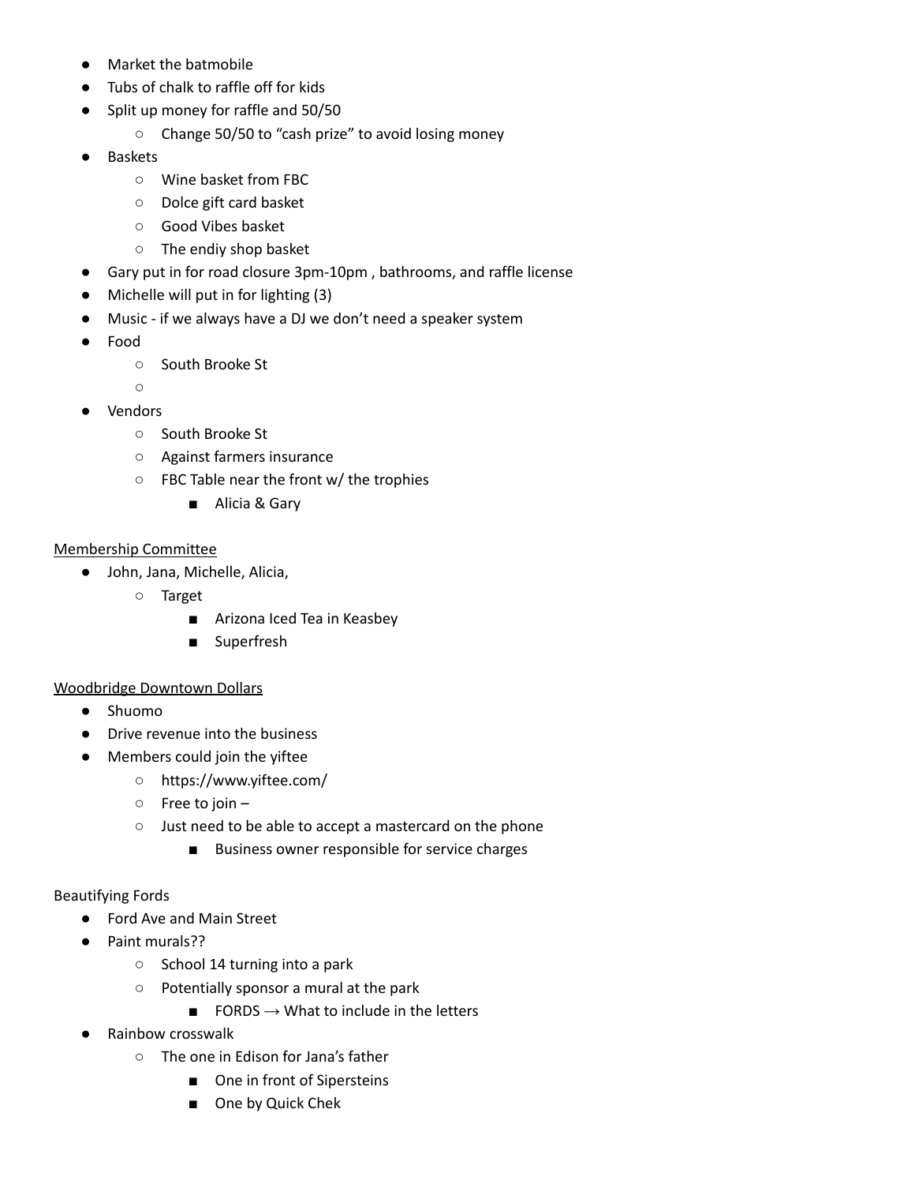- Market the batmobile
- Tubs of chalk to raffle off for kids
- Split up money for raffle and 50/50
    - Change 50/50 to "cash prize" to avoid losing money
- Baskets
    - Wine basket from FBC
    - Dolce gift card basket
    - Good Vibes basket
    - The endiy shop basket
- Gary put in for road closure 3pm-10pm , bathrooms, and raffle license
- Michelle will put in for lighting (3)
- Music - if we always have a DJ we don't need a speaker system
- Food
    - South Brooke St
    - 
- Vendors
    - South Brooke St
    - Against farmers insurance
    - FBC Table near the front w/ the trophies
        - Alicia & Gary

<u>Membership Committee</u>

- John, Jana, Michelle, Alicia,
    - Target
        - Arizona Iced Tea in Keasbey
        - Superfresh

<u>Woodbridge Downtown Dollars</u>

- Shuomo
- Drive revenue into the business
- Members could join the yiftee
    - https://www.yiftee.com/
    - Free to join –
    - Just need to be able to accept a mastercard on the phone
        - Business owner responsible for service charges

Beautifying Fords

- Ford Ave and Main Street
- Paint murals??
    - School 14 turning into a park
    - Potentially sponsor a mural at the park
        - FORDS → What to include in the letters
- Rainbow crosswalk
    - The one in Edison for Jana's father
        - One in front of Sipersteins
        - One by Quick Chek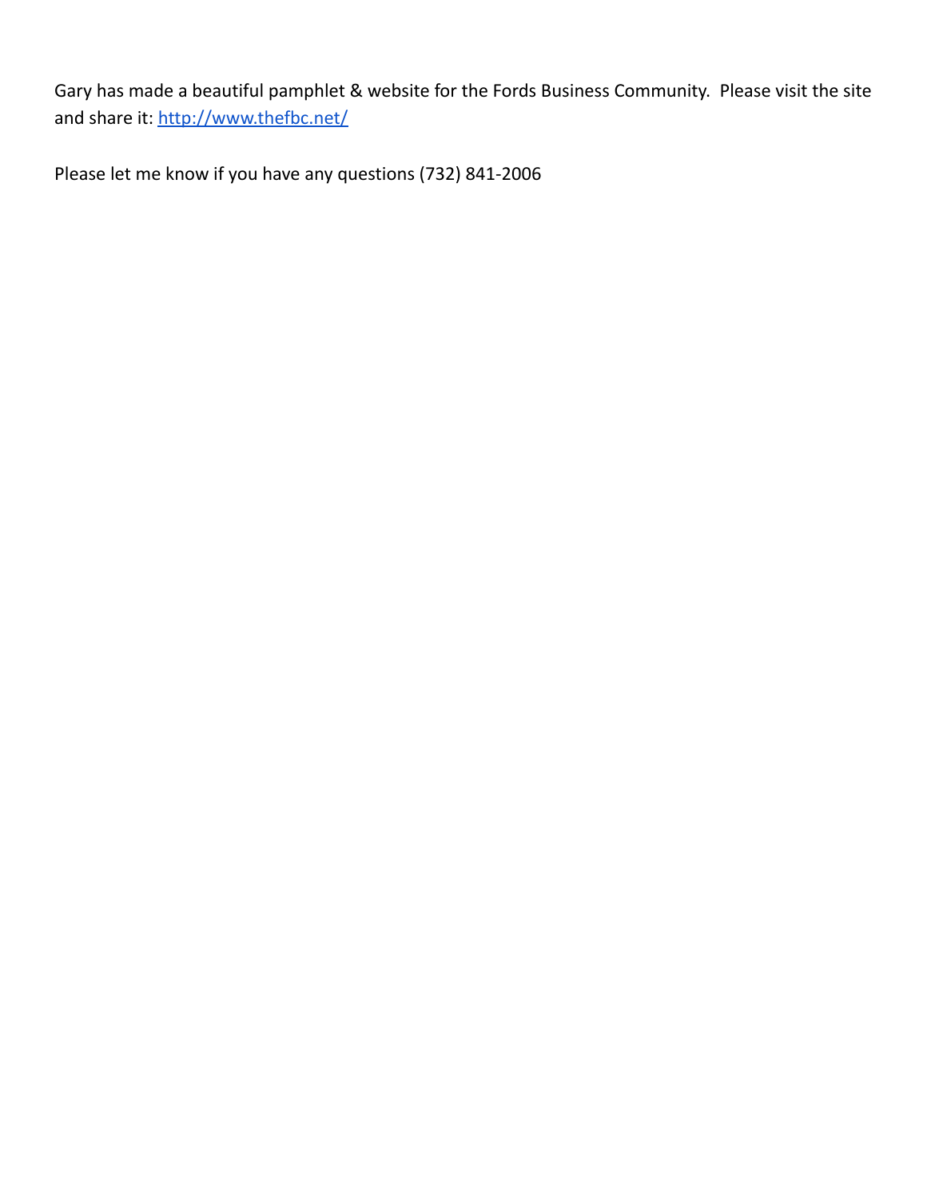Gary has made a beautiful pamphlet & website for the Fords Business Community. Please visit the site and share it: [http://www.thefbc.net/](http://www.thefbc.net/)

Please let me know if you have any questions (732) 841-2006